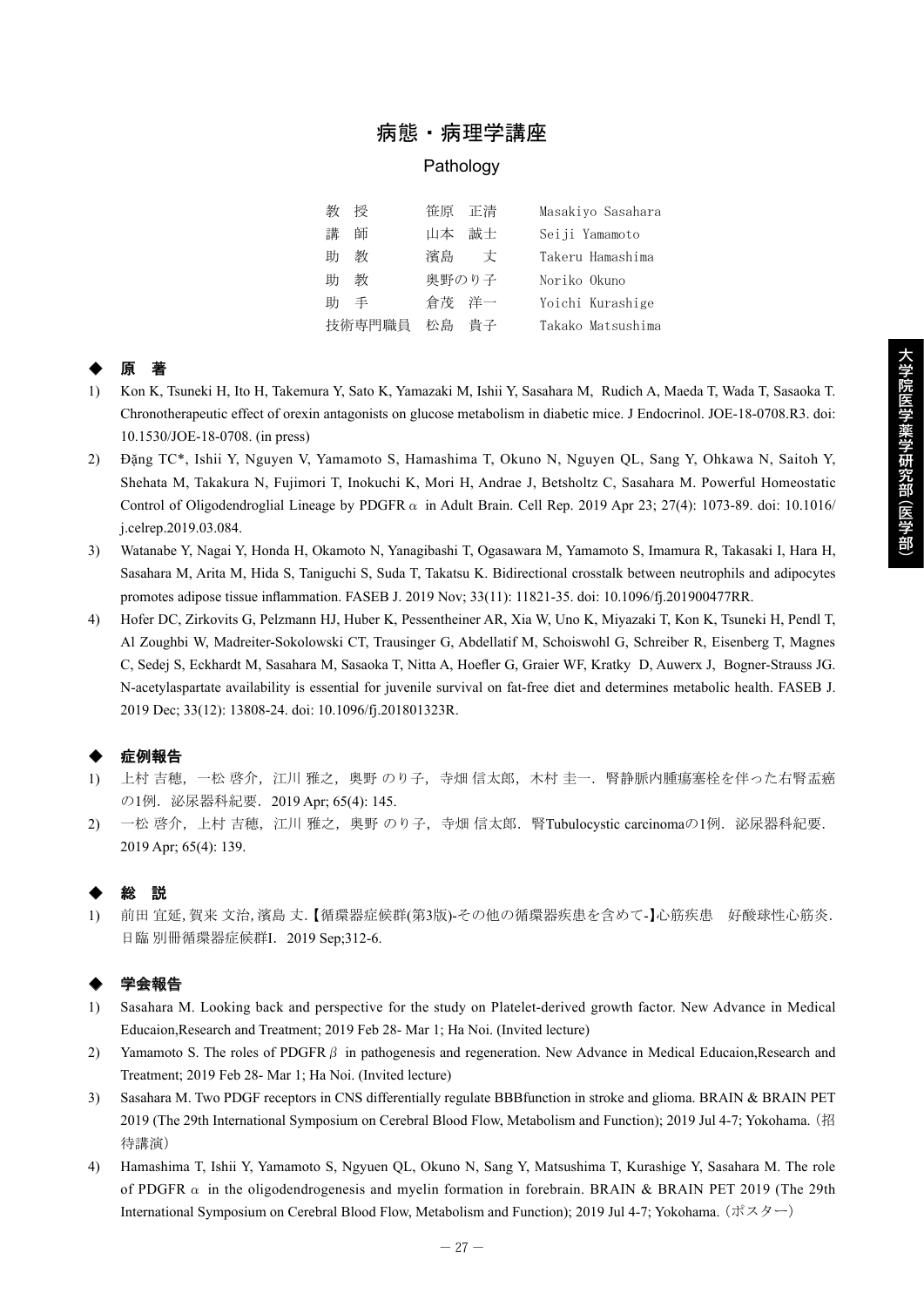# 病態・病理学講座

## Pathology

| | | |
|---|---|---|
| 教　授 | 笹原　正清 | Masakiyo Sasahara |
| 講　師 | 山本　誠士 | Seiji Yamamoto |
| 助　教 | 濱島　　丈 | Takeru Hamashima |
| 助　教 | 奥野のり子 | Noriko Okuno |
| 助　手 | 倉茂　洋一 | Yoichi Kurashige |
| 技術専門職員 | 松島　貴子 | Takako Matsushima |

### ◆ 原　著

1) Kon K, Tsuneki H, Ito H, Takemura Y, Sato K, Yamazaki M, Ishii Y, Sasahara M, Rudich A, Maeda T, Wada T, Sasaoka T. Chronotherapeutic effect of orexin antagonists on glucose metabolism in diabetic mice. J Endocrinol. JOE-18-0708.R3. doi: 10.1530/JOE-18-0708. (in press)
2) Đặng TC*, Ishii Y, Nguyen V, Yamamoto S, Hamashima T, Okuno N, Nguyen QL, Sang Y, Ohkawa N, Saitoh Y, Shehata M, Takakura N, Fujimori T, Inokuchi K, Mori H, Andrae J, Betsholtz C, Sasahara M. Powerful Homeostatic Control of Oligodendroglial Lineage by PDGFR$\alpha$ in Adult Brain. Cell Rep. 2019 Apr 23; 27(4): 1073-89. doi: 10.1016/j.celrep.2019.03.084.
3) Watanabe Y, Nagai Y, Honda H, Okamoto N, Yanagibashi T, Ogasawara M, Yamamoto S, Imamura R, Takasaki I, Hara H, Sasahara M, Arita M, Hida S, Taniguchi S, Suda T, Takatsu K. Bidirectional crosstalk between neutrophils and adipocytes promotes adipose tissue inflammation. FASEB J. 2019 Nov; 33(11): 11821-35. doi: 10.1096/fj.201900477RR.
4) Hofer DC, Zirkovits G, Pelzmann HJ, Huber K, Pessentheiner AR, Xia W, Uno K, Miyazaki T, Kon K, Tsuneki H, Pendl T, Al Zoughbi W, Madreiter-Sokolowski CT, Trausinger G, Abdellatif M, Schoiswohl G, Schreiber R, Eisenberg T, Magnes C, Sedej S, Eckhardt M, Sasahara M, Sasaoka T, Nitta A, Hoefler G, Graier WF, Kratky D, Auwerx J, Bogner-Strauss JG. N-acetylaspartate availability is essential for juvenile survival on fat-free diet and determines metabolic health. FASEB J. 2019 Dec; 33(12): 13808-24. doi: 10.1096/fj.201801323R.

### ◆ 症例報告

1) 上村 吉穂，一松 啓介，江川 雅之，奥野 のり子，寺畑 信太郎，木村 圭一．腎静脈内腫瘍塞栓を伴った右腎盂癌の1例．泌尿器科紀要．2019 Apr; 65(4): 145.
2) 一松 啓介，上村 吉穂，江川 雅之，奥野 のり子，寺畑 信太郎．腎Tubulocystic carcinomaの1例．泌尿器科紀要．2019 Apr; 65(4): 139.

### ◆ 総　説

1) 前田 宜延, 賀来 文治, 濱島 丈.【循環器症候群(第3版)-その他の循環器疾患を含めて-】心筋疾患　好酸球性心筋炎．日臨 別冊循環器症候群I．2019 Sep;312-6.

### ◆ 学会報告

1) Sasahara M. Looking back and perspective for the study on Platelet-derived growth factor. New Advance in Medical Educaion,Research and Treatment; 2019 Feb 28- Mar 1; Ha Noi. (Invited lecture)
2) Yamamoto S. The roles of PDGFR$\beta$ in pathogenesis and regeneration. New Advance in Medical Educaion,Research and Treatment; 2019 Feb 28- Mar 1; Ha Noi. (Invited lecture)
3) Sasahara M. Two PDGF receptors in CNS differentially regulate BBBfunction in stroke and glioma. BRAIN & BRAIN PET 2019 (The 29th International Symposium on Cerebral Blood Flow, Metabolism and Function); 2019 Jul 4-7; Yokohama.（招待講演）
4) Hamashima T, Ishii Y, Yamamoto S, Ngyuen QL, Okuno N, Sang Y, Matsushima T, Kurashige Y, Sasahara M. The role of PDGFR$\alpha$ in the oligodendrogenesis and myelin formation in forebrain. BRAIN & BRAIN PET 2019 (The 29th International Symposium on Cerebral Blood Flow, Metabolism and Function); 2019 Jul 4-7; Yokohama.（ポスター）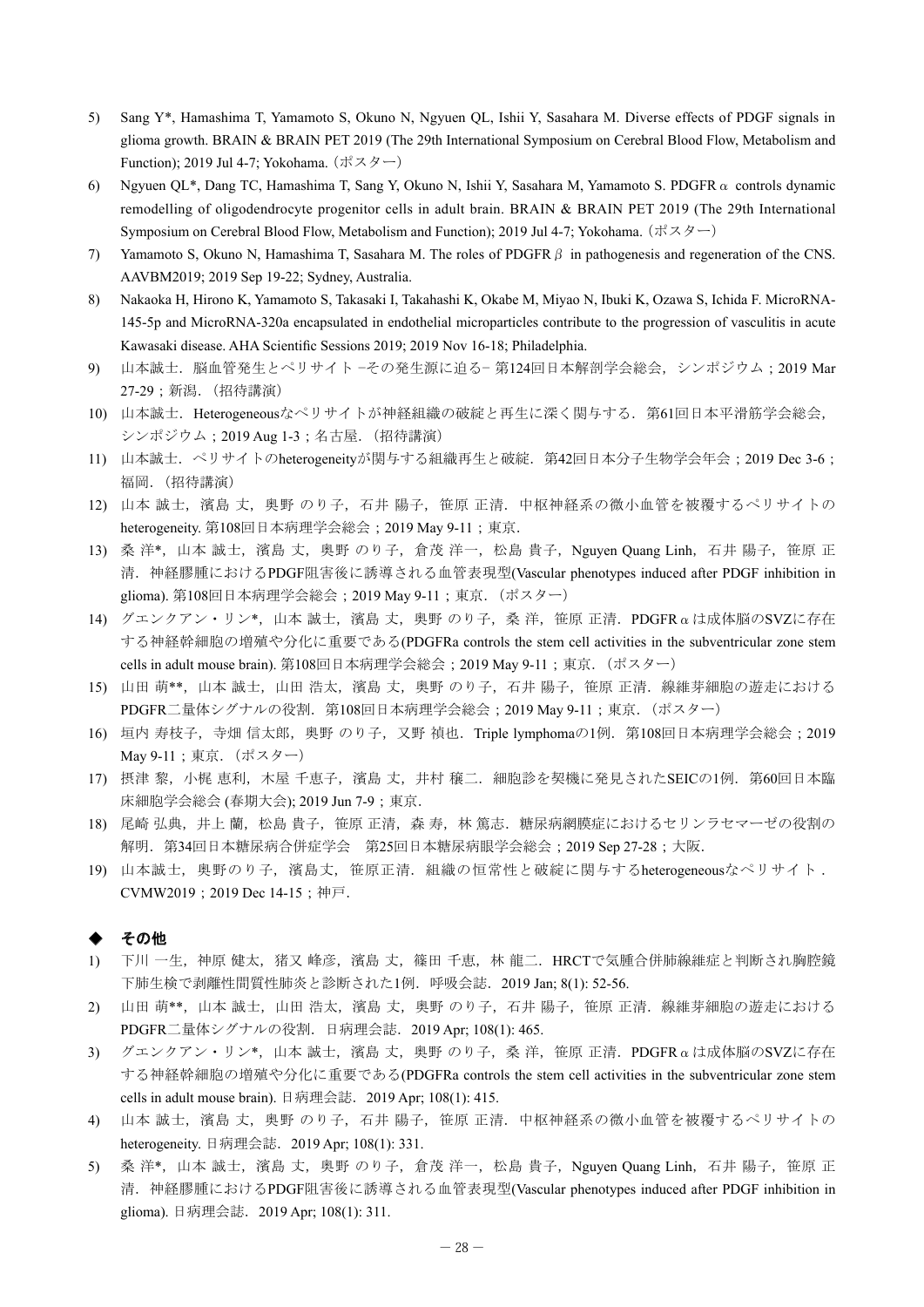5) Sang Y*, Hamashima T, Yamamoto S, Okuno N, Ngyuen QL, Ishii Y, Sasahara M. Diverse effects of PDGF signals in glioma growth. BRAIN & BRAIN PET 2019 (The 29th International Symposium on Cerebral Blood Flow, Metabolism and Function); 2019 Jul 4-7; Yokohama.（ポスター）
6) Ngyuen QL*, Dang TC, Hamashima T, Sang Y, Okuno N, Ishii Y, Sasahara M, Yamamoto S. PDGFR $\alpha$ controls dynamic remodelling of oligodendrocyte progenitor cells in adult brain. BRAIN & BRAIN PET 2019 (The 29th International Symposium on Cerebral Blood Flow, Metabolism and Function); 2019 Jul 4-7; Yokohama.（ポスター）
7) Yamamoto S, Okuno N, Hamashima T, Sasahara M. The roles of PDGFR $\beta$ in pathogenesis and regeneration of the CNS. AAVBM2019; 2019 Sep 19-22; Sydney, Australia.
8) Nakaoka H, Hirono K, Yamamoto S, Takasaki I, Takahashi K, Okabe M, Miyao N, Ibuki K, Ozawa S, Ichida F. MicroRNA-145-5p and MicroRNA-320a encapsulated in endothelial microparticles contribute to the progression of vasculitis in acute Kawasaki disease. AHA Scientific Sessions 2019; 2019 Nov 16-18; Philadelphia.
9) 山本誠士．脳血管発生とペリサイト −その発生源に迫る− 第124回日本解剖学会総会，シンポジウム；2019 Mar 27-29；新潟．（招待講演）
10) 山本誠士．Heterogeneousなペリサイトが神経組織の破綻と再生に深く関与する．第61回日本平滑筋学会総会，シンポジウム；2019 Aug 1-3；名古屋．（招待講演）
11) 山本誠士．ペリサイトのheterogeneityが関与する組織再生と破綻．第42回日本分子生物学会年会；2019 Dec 3-6；福岡．（招待講演）
12) 山本 誠士，濱島 丈，奥野 のり子，石井 陽子，笹原 正清．中枢神経系の微小血管を被覆するペリサイトのheterogeneity. 第108回日本病理学会総会；2019 May 9-11；東京．
13) 桑 洋*，山本 誠士，濱島 丈，奥野 のり子，倉茂 洋一，松島 貴子，Nguyen Quang Linh，石井 陽子，笹原 正清．神経膠腫におけるPDGF阻害後に誘導される血管表現型(Vascular phenotypes induced after PDGF inhibition in glioma). 第108回日本病理学会総会；2019 May 9-11；東京．（ポスター）
14) グエンクアン・リン*，山本 誠士，濱島 丈，奥野 のり子，桑 洋，笹原 正清．PDGFR $\alpha$ は成体脳のSVZに存在する神経幹細胞の増殖や分化に重要である(PDGFRa controls the stem cell activities in the subventricular zone stem cells in adult mouse brain). 第108回日本病理学会総会；2019 May 9-11；東京．（ポスター）
15) 山田 萌**，山本 誠士，山田 浩太，濱島 丈，奥野 のり子，石井 陽子，笹原 正清．線維芽細胞の遊走におけるPDGFR二量体シグナルの役割．第108回日本病理学会総会；2019 May 9-11；東京．（ポスター）
16) 垣内 寿枝子，寺畑 信太郎，奥野 のり子，又野 禎也．Triple lymphomaの1例．第108回日本病理学会総会；2019 May 9-11；東京．（ポスター）
17) 摂津 黎，小梶 恵利，木屋 千恵子，濱島 丈，井村 穣二．細胞診を契機に発見されたSEICの1例．第60回日本臨床細胞学会総会 (春期大会); 2019 Jun 7-9；東京．
18) 尾崎 弘典，井上 蘭，松島 貴子，笹原 正清，森 寿，林 篤志．糖尿病網膜症におけるセリンラセマーゼの役割の解明．第34回日本糖尿病合併症学会　第25回日本糖尿病眼学会総会；2019 Sep 27-28；大阪．
19) 山本誠士，奥野のり子，濱島丈，笹原正清．組織の恒常性と破綻に関与するheterogeneousなペリサイト．CVMW2019；2019 Dec 14-15；神戸．

### ◆ その他

1) 下川 一生，神原 健太，猪又 峰彦，濱島 丈，篠田 千恵，林 龍二．HRCTで気腫合併肺線維症と判断され胸腔鏡下肺生検で剥離性間質性肺炎と診断された1例．呼吸会誌．2019 Jan; 8(1): 52-56.
2) 山田 萌**，山本 誠士，山田 浩太，濱島 丈，奥野 のり子，石井 陽子，笹原 正清．線維芽細胞の遊走におけるPDGFR二量体シグナルの役割．日病理会誌．2019 Apr; 108(1): 465.
3) グエンクアン・リン*，山本 誠士，濱島 丈，奥野 のり子，桑 洋，笹原 正清．PDGFR $\alpha$ は成体脳のSVZに存在する神経幹細胞の増殖や分化に重要である(PDGFRa controls the stem cell activities in the subventricular zone stem cells in adult mouse brain). 日病理会誌．2019 Apr; 108(1): 415.
4) 山本 誠士，濱島 丈，奥野 のり子，石井 陽子，笹原 正清．中枢神経系の微小血管を被覆するペリサイトのheterogeneity. 日病理会誌．2019 Apr; 108(1): 331.
5) 桑 洋*，山本 誠士，濱島 丈，奥野 のり子，倉茂 洋一，松島 貴子，Nguyen Quang Linh，石井 陽子，笹原 正清．神経膠腫におけるPDGF阻害後に誘導される血管表現型(Vascular phenotypes induced after PDGF inhibition in glioma). 日病理会誌．2019 Apr; 108(1): 311.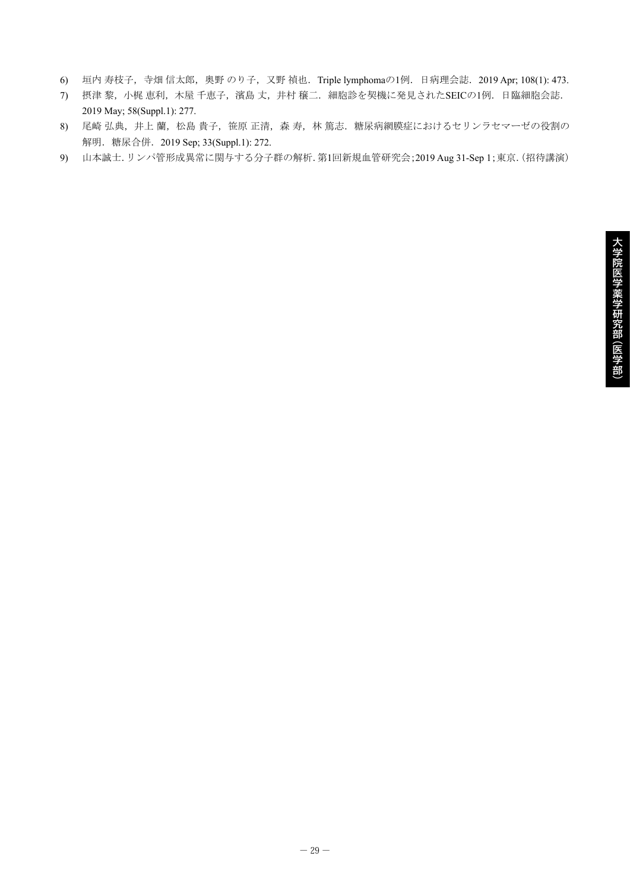6) 垣内 寿枝子，寺畑 信太郎，奥野 のり子，又野 禎也．Triple lymphomaの1例．日病理会誌．2019 Apr; 108(1): 473.
7) 摂津 黎，小梶 恵利，木屋 千恵子，濱島 丈，井村 穣二．細胞診を契機に発見されたSEICの1例．日臨細胞会誌．2019 May; 58(Suppl.1): 277.
8) 尾崎 弘典，井上 蘭，松島 貴子，笹原 正清，森 寿，林 篤志．糖尿病網膜症におけるセリンラセマーゼの役割の解明．糖尿合併．2019 Sep; 33(Suppl.1): 272.
9) 山本誠士. リンパ管形成異常に関与する分子群の解析. 第1回新規血管研究会; 2019 Aug 31-Sep 1; 東京.（招待講演）